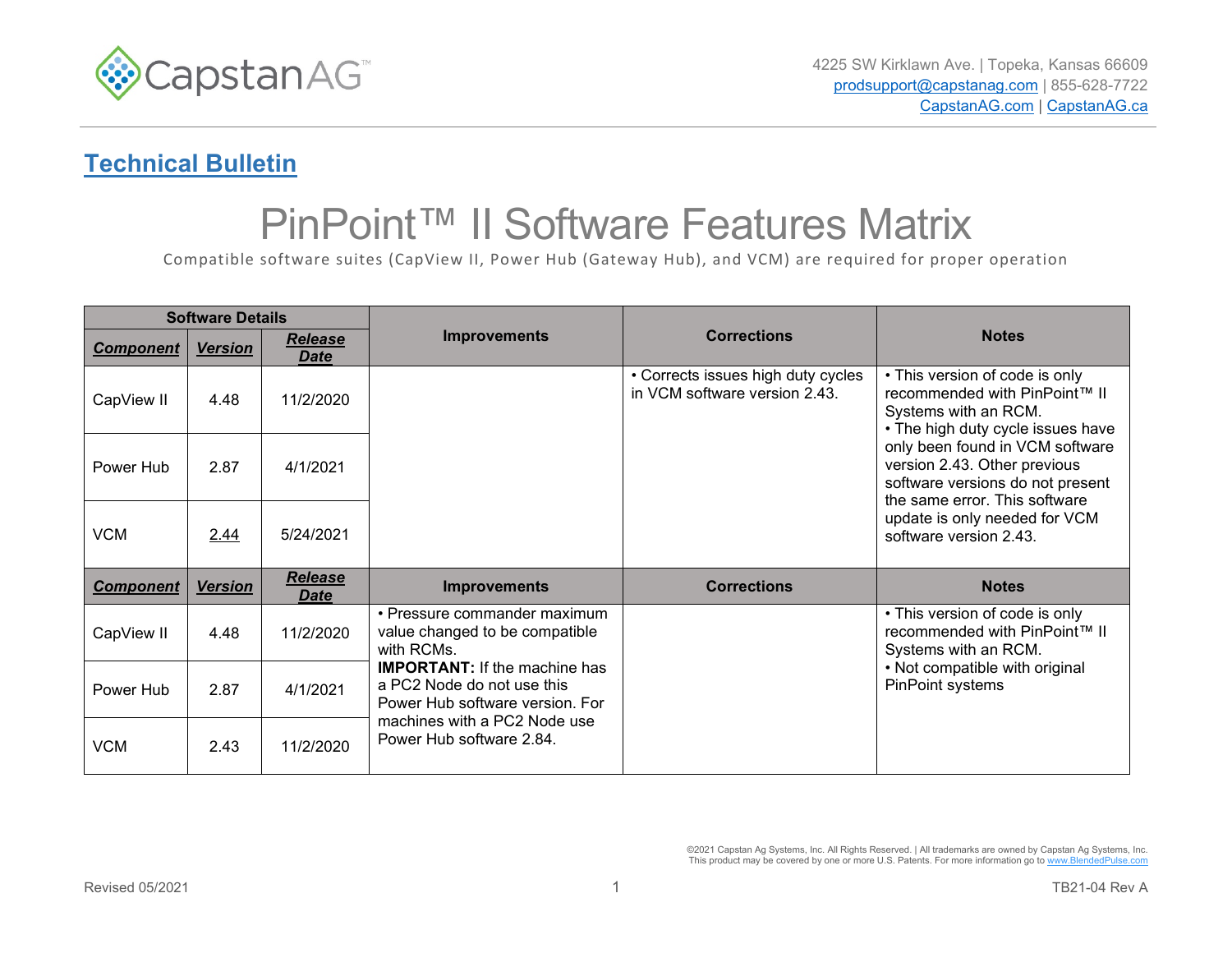CapstanAG™

4225 SW Kirklawn Ave. | Topeka, Kansas 66609
prodsupport@capstanag.com | 855-628-7722
CapstanAG.com | CapstanAG.ca

## Technical Bulletin

# PinPoint™ II Software Features Matrix

Compatible software suites (CapView II, Power Hub (Gateway Hub), and VCM) are required for proper operation

| Software Details | | | Improvements | Corrections | Notes |
|---|---|---|---|---|---|
| ***Component*** | ***Version*** | ***Release Date*** | | | |
| CapView II | 4.48 | 11/2/2020 | | • Corrects issues high duty cycles in VCM software version 2.43. | • This version of code is only recommended with PinPoint™ II Systems with an RCM.<br>• The high duty cycle issues have only been found in VCM software version 2.43. Other previous software versions do not present the same error. This software update is only needed for VCM software version 2.43. |
| Power Hub | 2.87 | 4/1/2021 | | | |
| VCM | 2.44 | 5/24/2021 | | | |
| ***Component*** | ***Version*** | ***Release Date*** | **Improvements** | **Corrections** | **Notes** |
| CapView II | 4.48 | 11/2/2020 | • Pressure commander maximum value changed to be compatible with RCMs.<br>**IMPORTANT:** If the machine has a PC2 Node do not use this Power Hub software version. For machines with a PC2 Node use Power Hub software 2.84. | | • This version of code is only recommended with PinPoint™ II Systems with an RCM.<br>• Not compatible with original PinPoint systems |
| Power Hub | 2.87 | 4/1/2021 | | | |
| VCM | 2.43 | 11/2/2020 | | | |

©2021 Capstan Ag Systems, Inc. All Rights Reserved. | All trademarks are owned by Capstan Ag Systems, Inc.
This product may be covered by one or more U.S. Patents. For more information go to www.BlendedPulse.com

Revised 05/2021

TB21-04 Rev A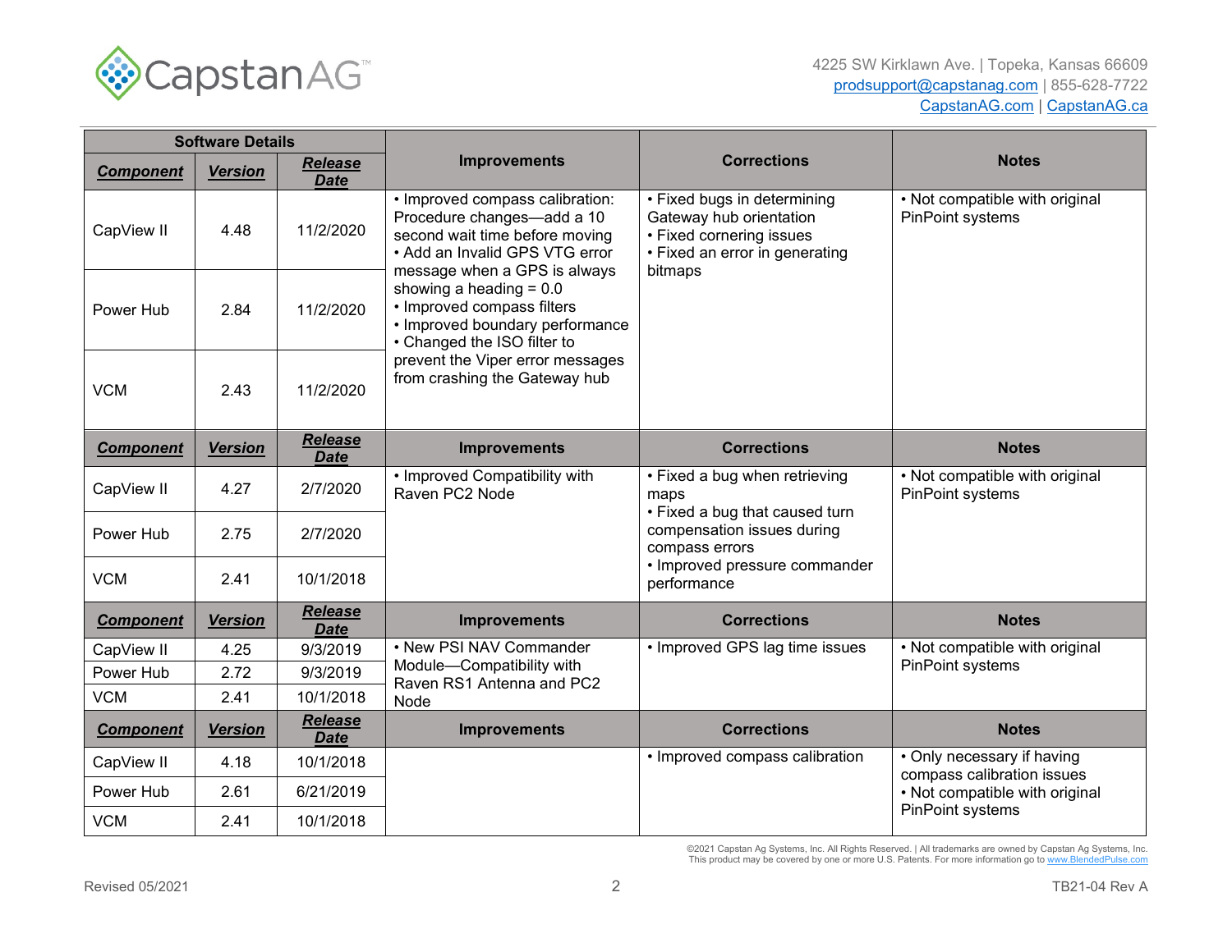4225 SW Kirklawn Ave. | Topeka, Kansas 66609
prodsupport@capstanag.com | 855-628-7722
CapstanAG.com | CapstanAG.ca

| Software Details | | | Improvements | Corrections | Notes |
|---|---|---|---|---|---|
| ***Component*** | ***Version*** | ***Release Date*** | | | |
| CapView II | 4.48 | 11/2/2020 | • Improved compass calibration: Procedure changes—add a 10 second wait time before moving<br>• Add an Invalid GPS VTG error message when a GPS is always showing a heading = 0.0<br>• Improved compass filters<br>• Improved boundary performance<br>• Changed the ISO filter to prevent the Viper error messages from crashing the Gateway hub | • Fixed bugs in determining Gateway hub orientation<br>• Fixed cornering issues<br>• Fixed an error in generating bitmaps | • Not compatible with original PinPoint systems |
| Power Hub | 2.84 | 11/2/2020 | | | |
| VCM | 2.43 | 11/2/2020 | | | |
| ***Component*** | ***Version*** | ***Release Date*** | **Improvements** | **Corrections** | **Notes** |
| CapView II | 4.27 | 2/7/2020 | • Improved Compatibility with Raven PC2 Node | • Fixed a bug when retrieving maps<br>• Fixed a bug that caused turn compensation issues during compass errors<br>• Improved pressure commander performance | • Not compatible with original PinPoint systems |
| Power Hub | 2.75 | 2/7/2020 | | | |
| VCM | 2.41 | 10/1/2018 | | | |
| ***Component*** | ***Version*** | ***Release Date*** | **Improvements** | **Corrections** | **Notes** |
| CapView II | 4.25 | 9/3/2019 | • New PSI NAV Commander Module—Compatibility with Raven RS1 Antenna and PC2 Node | • Improved GPS lag time issues | • Not compatible with original PinPoint systems |
| Power Hub | 2.72 | 9/3/2019 | | | |
| VCM | 2.41 | 10/1/2018 | | | |
| ***Component*** | ***Version*** | ***Release Date*** | **Improvements** | **Corrections** | **Notes** |
| CapView II | 4.18 | 10/1/2018 | | • Improved compass calibration | • Only necessary if having compass calibration issues<br>• Not compatible with original PinPoint systems |
| Power Hub | 2.61 | 6/21/2019 | | | |
| VCM | 2.41 | 10/1/2018 | | | |

©2021 Capstan Ag Systems, Inc. All Rights Reserved. | All trademarks are owned by Capstan Ag Systems, Inc.
This product may be covered by one or more U.S. Patents. For more information go to www.BlendedPulse.com

Revised 05/2021

TB21-04 Rev A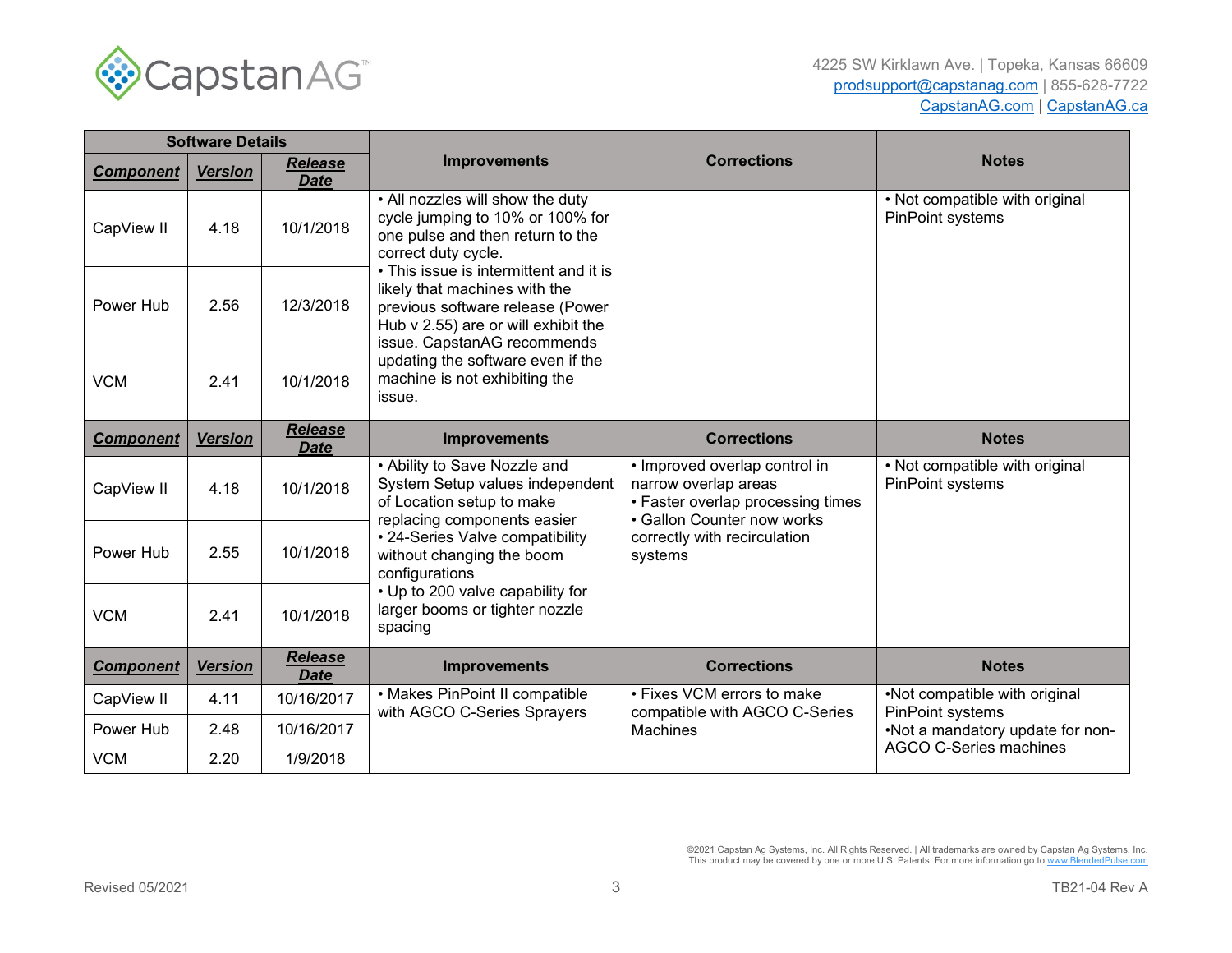| Software Details | | | Improvements | Corrections | Notes |
|---|---|---|---|---|---|
| ***Component*** | ***Version*** | ***Release Date*** | | | |
| CapView II | 4.18 | 10/1/2018 | • All nozzles will show the duty cycle jumping to 10% or 100% for one pulse and then return to the correct duty cycle.<br>• This issue is intermittent and it is likely that machines with the previous software release (Power Hub v 2.55) are or will exhibit the issue. CapstanAG recommends updating the software even if the machine is not exhibiting the issue. | | • Not compatible with original PinPoint systems |
| Power Hub | 2.56 | 12/3/2018 | | | |
| VCM | 2.41 | 10/1/2018 | | | |
| ***Component*** | ***Version*** | ***Release Date*** | **Improvements** | **Corrections** | **Notes** |
| CapView II | 4.18 | 10/1/2018 | • Ability to Save Nozzle and System Setup values independent of Location setup to make replacing components easier<br>• 24-Series Valve compatibility without changing the boom configurations<br>• Up to 200 valve capability for larger booms or tighter nozzle spacing | • Improved overlap control in narrow overlap areas<br>• Faster overlap processing times<br>• Gallon Counter now works correctly with recirculation systems | • Not compatible with original PinPoint systems |
| Power Hub | 2.55 | 10/1/2018 | | | |
| VCM | 2.41 | 10/1/2018 | | | |
| ***Component*** | ***Version*** | ***Release Date*** | **Improvements** | **Corrections** | **Notes** |
| CapView II | 4.11 | 10/16/2017 | • Makes PinPoint II compatible with AGCO C-Series Sprayers | • Fixes VCM errors to make compatible with AGCO C-Series Machines | •Not compatible with original PinPoint systems<br>•Not a mandatory update for non-AGCO C-Series machines |
| Power Hub | 2.48 | 10/16/2017 | | | |
| VCM | 2.20 | 1/9/2018 | | | |

©2021 Capstan Ag Systems, Inc. All Rights Reserved. | All trademarks are owned by Capstan Ag Systems, Inc. This product may be covered by one or more U.S. Patents. For more information go to www.BlendedPulse.com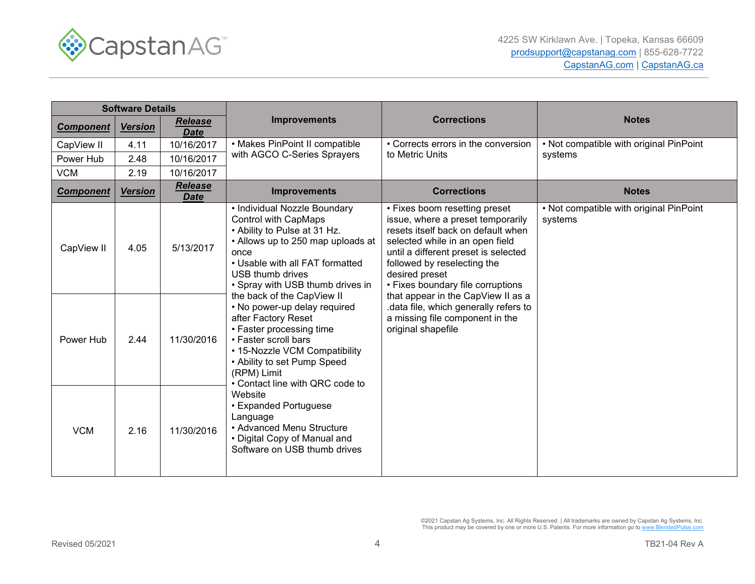| Software Details | | | Improvements | Corrections | Notes |
|---|---|---|---|---|---|
| ***Component*** | ***Version*** | ***Release Date*** | | | |
| CapView II | 4.11 | 10/16/2017 | • Makes PinPoint II compatible with AGCO C-Series Sprayers | • Corrects errors in the conversion to Metric Units | • Not compatible with original PinPoint systems |
| Power Hub | 2.48 | 10/16/2017 | | | |
| VCM | 2.19 | 10/16/2017 | | | |
| ***Component*** | ***Version*** | ***Release Date*** | **Improvements** | **Corrections** | **Notes** |
| CapView II | 4.05 | 5/13/2017 | • Individual Nozzle Boundary Control with CapMaps<br>• Ability to Pulse at 31 Hz.<br>• Allows up to 250 map uploads at once<br>• Usable with all FAT formatted USB thumb drives<br>• Spray with USB thumb drives in the back of the CapView II<br>• No power-up delay required after Factory Reset<br>• Faster processing time<br>• Faster scroll bars<br>• 15-Nozzle VCM Compatibility<br>• Ability to set Pump Speed (RPM) Limit<br>• Contact line with QRC code to Website<br>• Expanded Portuguese Language<br>• Advanced Menu Structure<br>• Digital Copy of Manual and Software on USB thumb drives | • Fixes boom resetting preset issue, where a preset temporarily resets itself back on default when selected while in an open field until a different preset is selected followed by reselecting the desired preset<br>• Fixes boundary file corruptions that appear in the CapView II as a .data file, which generally refers to a missing file component in the original shapefile | • Not compatible with original PinPoint systems |
| Power Hub | 2.44 | 11/30/2016 | | | |
| VCM | 2.16 | 11/30/2016 | | | |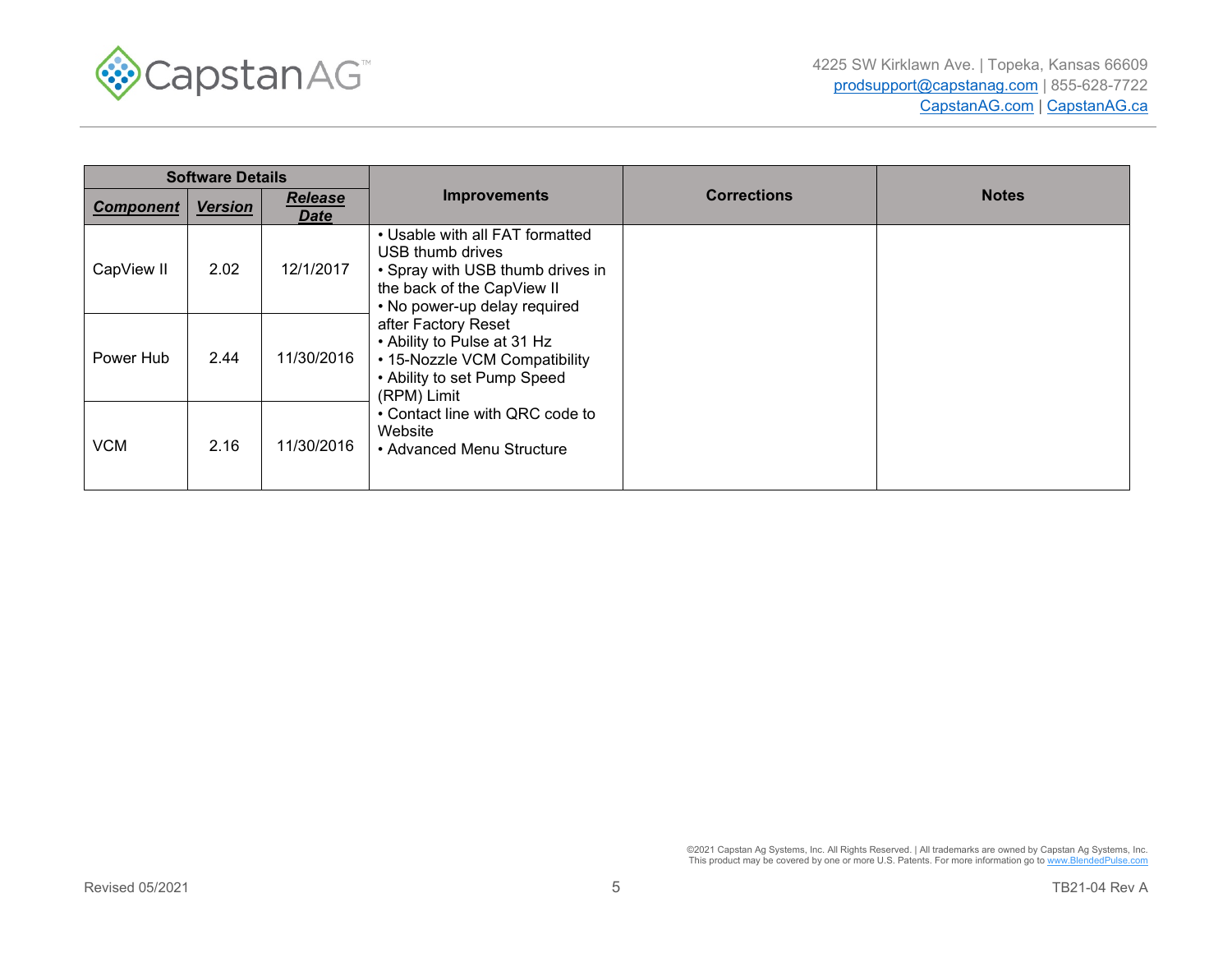| Software Details | | | Improvements | Corrections | Notes |
|---|---|---|---|---|---|
| ***Component*** | ***Version*** | ***Release Date*** | | | |
| CapView II | 2.02 | 12/1/2017 | • Usable with all FAT formatted USB thumb drives<br>• Spray with USB thumb drives in the back of the CapView II<br>• No power-up delay required after Factory Reset<br>• Ability to Pulse at 31 Hz<br>• 15-Nozzle VCM Compatibility<br>• Ability to set Pump Speed (RPM) Limit<br>• Contact line with QRC code to Website<br>• Advanced Menu Structure | | |
| Power Hub | 2.44 | 11/30/2016 | | | |
| VCM | 2.16 | 11/30/2016 | | | |

©2021 Capstan Ag Systems, Inc. All Rights Reserved. | All trademarks are owned by Capstan Ag Systems, Inc.
This product may be covered by one or more U.S. Patents. For more information go to www.BlendedPulse.com